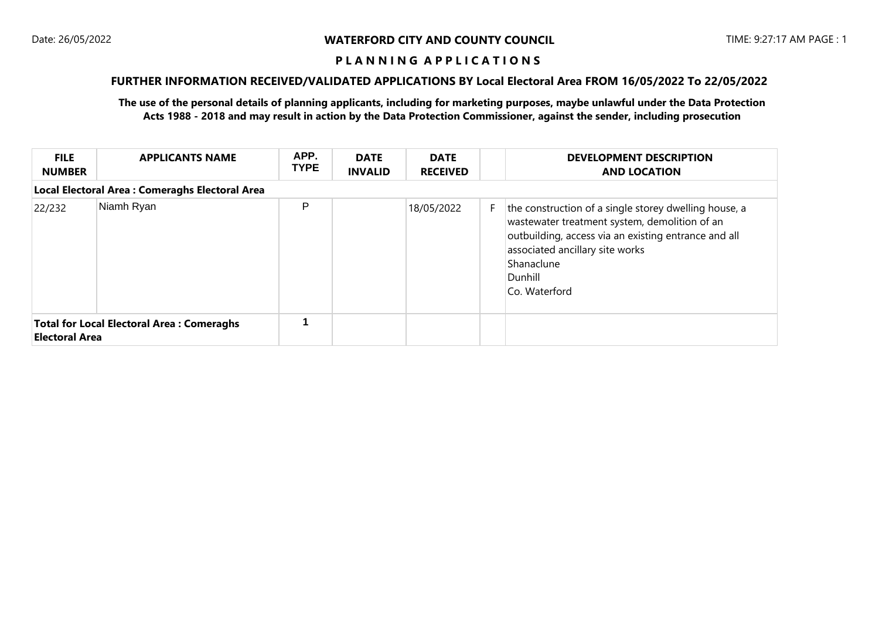Date: 26/05/2022

**WATERFORD CITY AND COUNTY COUNCIL**

TIME: 9:27:17 AM PAGE : 1

## P L A N N I N G A P P L I C A T I O N S

### FURTHER INFORMATION RECEIVED/VALIDATED APPLICATIONS BY Local Electoral Area FROM 16/05/2022 To 22/05/2022

**The use of the personal details of planning applicants, including for marketing purposes, maybe unlawful under the Data Protection Acts 1988 - 2018 and may result in action by the Data Protection Commissioner, against the sender, including prosecution**

| FILE NUMBER | APPLICANTS NAME | APP. TYPE | DATE INVALID | DATE RECEIVED | | DEVELOPMENT DESCRIPTION AND LOCATION |
|---|---|---|---|---|---|---|
| **Local Electoral Area : Comeraghs Electoral Area** | | | | | | |
| 22/232 | Niamh Ryan | P | | 18/05/2022 | F | the construction of a single storey dwelling house, a wastewater treatment system, demolition of an outbuilding, access via an existing entrance and all associated ancillary site works<br>Shanaclune<br>Dunhill<br>Co. Waterford |
| **Total for Local Electoral Area : Comeraghs Electoral Area** | | **1** | | | | |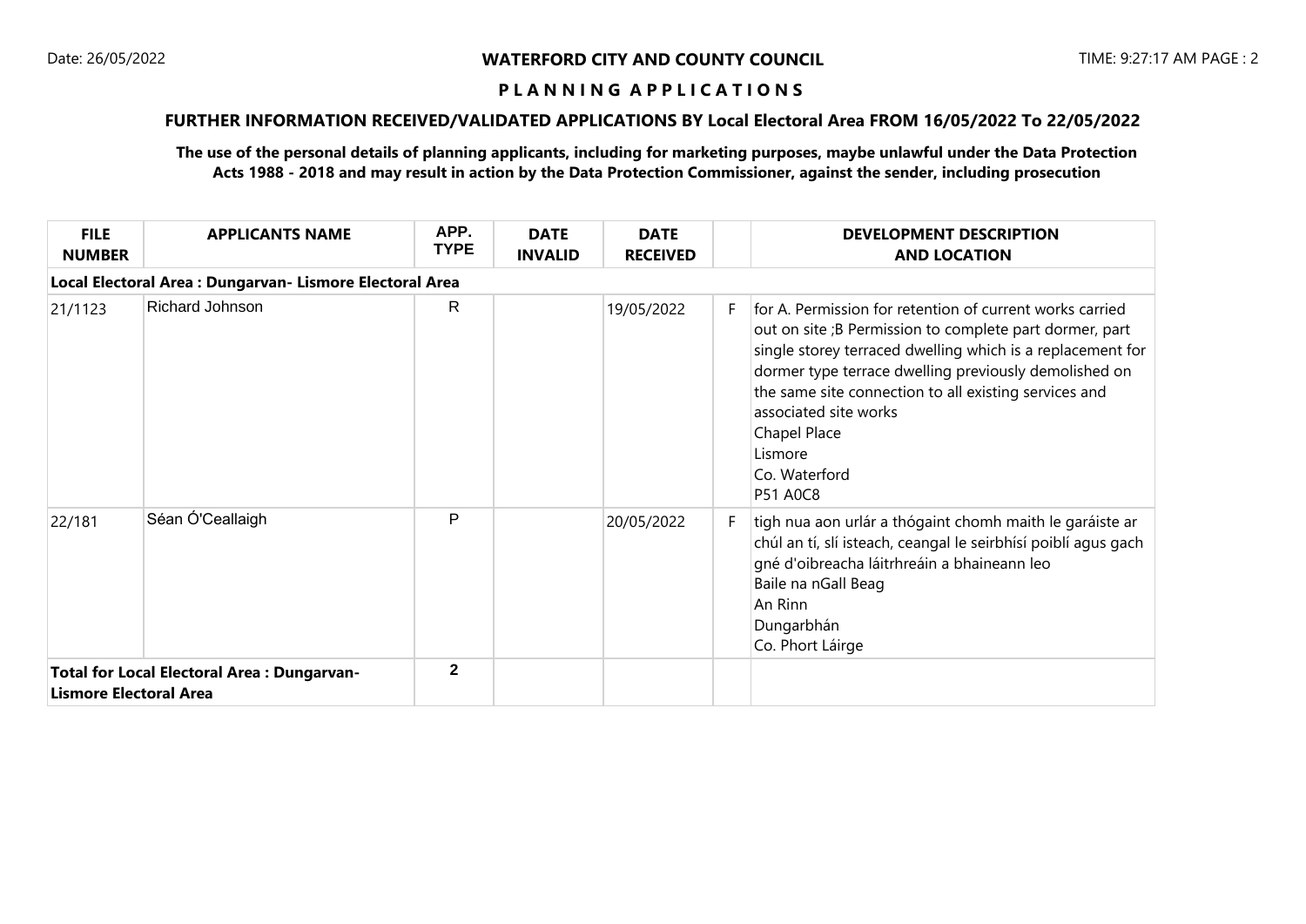**WATERFORD CITY AND COUNTY COUNCIL**

**P L A N N I N G  A P P L I C A T I O N S**

**FURTHER INFORMATION RECEIVED/VALIDATED APPLICATIONS BY Local Electoral Area FROM 16/05/2022 To 22/05/2022**

**The use of the personal details of planning applicants, including for marketing purposes, maybe unlawful under the Data Protection Acts 1988 - 2018 and may result in action by the Data Protection Commissioner, against the sender, including prosecution**

| FILE NUMBER | APPLICANTS NAME | APP. TYPE | DATE INVALID | DATE RECEIVED | | DEVELOPMENT DESCRIPTION AND LOCATION |
|---|---|---|---|---|---|---|
| **Local Electoral Area : Dungarvan- Lismore Electoral Area** | | | | | | |
| 21/1123 | Richard Johnson | R | | 19/05/2022 | F | for A. Permission for retention of current works carried out on site ;B Permission to complete part dormer, part single storey terraced dwelling which is a replacement for dormer type terrace dwelling previously demolished on the same site connection to all existing services and associated site works<br>Chapel Place<br>Lismore<br>Co. Waterford<br>P51 A0C8 |
| 22/181 | Séan Ó'Ceallaigh | P | | 20/05/2022 | F | tigh nua aon urlár a thógaint chomh maith le garáiste ar chúl an tí, slí isteach, ceangal le seirbhísí poiblí agus gach gné d'oibreacha láitrhreáin a bhaineann leo<br>Baile na nGall Beag<br>An Rinn<br>Dungarbhán<br>Co. Phort Láirge |
| **Total for Local Electoral Area : Dungarvan-Lismore Electoral Area** | | 2 | | | | |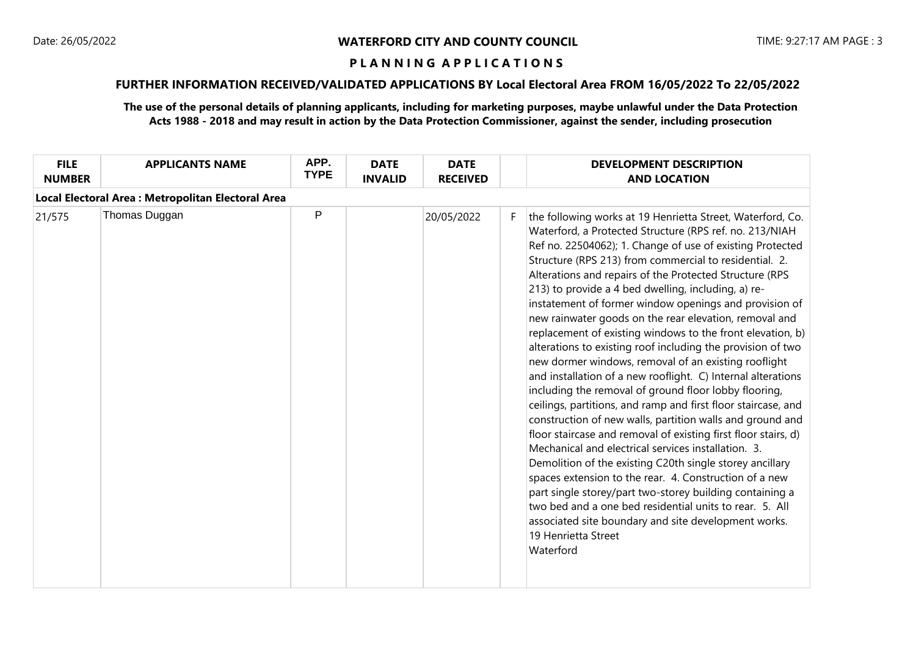**WATERFORD CITY AND COUNTY COUNCIL**

**P L A N N I N G A P P L I C A T I O N S**

**FURTHER INFORMATION RECEIVED/VALIDATED APPLICATIONS BY Local Electoral Area FROM 16/05/2022 To 22/05/2022**

**The use of the personal details of planning applicants, including for marketing purposes, maybe unlawful under the Data Protection Acts 1988 - 2018 and may result in action by the Data Protection Commissioner, against the sender, including prosecution**

| FILE NUMBER | APPLICANTS NAME | APP. TYPE | DATE INVALID | DATE RECEIVED | | DEVELOPMENT DESCRIPTION AND LOCATION |
|---|---|---|---|---|---|---|
| **Local Electoral Area : Metropolitan Electoral Area** | | | | | | |
| 21/575 | Thomas Duggan | P | | 20/05/2022 | F | the following works at 19 Henrietta Street, Waterford, Co. Waterford, a Protected Structure (RPS ref. no. 213/NIAH Ref no. 22504062); 1. Change of use of existing Protected Structure (RPS 213) from commercial to residential. 2. Alterations and repairs of the Protected Structure (RPS 213) to provide a 4 bed dwelling, including, a) re-instatement of former window openings and provision of new rainwater goods on the rear elevation, removal and replacement of existing windows to the front elevation, b) alterations to existing roof including the provision of two new dormer windows, removal of an existing rooflight and installation of a new rooflight. C) Internal alterations including the removal of ground floor lobby flooring, ceilings, partitions, and ramp and first floor staircase, and construction of new walls, partition walls and ground and floor staircase and removal of existing first floor stairs, d) Mechanical and electrical services installation. 3. Demolition of the existing C20th single storey ancillary spaces extension to the rear. 4. Construction of a new part single storey/part two-storey building containing a two bed and a one bed residential units to rear. 5. All associated site boundary and site development works.<br>19 Henrietta Street<br>Waterford |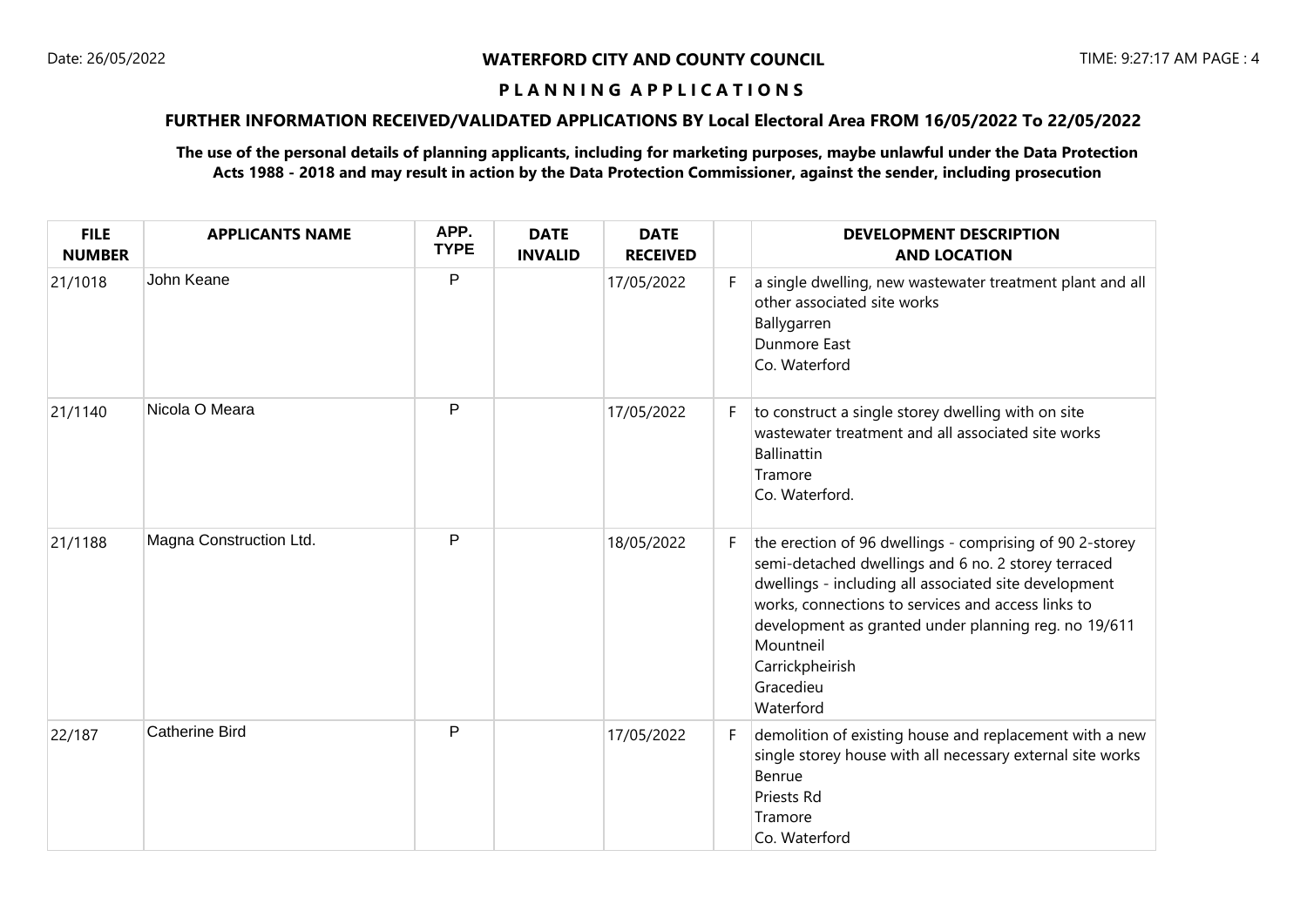**WATERFORD CITY AND COUNTY COUNCIL**

**P L A N N I N G A P P L I C A T I O N S**

**FURTHER INFORMATION RECEIVED/VALIDATED APPLICATIONS BY Local Electoral Area FROM 16/05/2022 To 22/05/2022**

**The use of the personal details of planning applicants, including for marketing purposes, maybe unlawful under the Data Protection Acts 1988 - 2018 and may result in action by the Data Protection Commissioner, against the sender, including prosecution**

| FILE NUMBER | APPLICANTS NAME | APP. TYPE | DATE INVALID | DATE RECEIVED | | DEVELOPMENT DESCRIPTION AND LOCATION |
|---|---|---|---|---|---|---|
| 21/1018 | John Keane | P | | 17/05/2022 | F | a single dwelling, new wastewater treatment plant and all other associated site works<br>Ballygarren<br>Dunmore East<br>Co. Waterford |
| 21/1140 | Nicola O Meara | P | | 17/05/2022 | F | to construct a single storey dwelling with on site wastewater treatment and all associated site works<br>Ballinattin<br>Tramore<br>Co. Waterford. |
| 21/1188 | Magna Construction Ltd. | P | | 18/05/2022 | F | the erection of 96 dwellings - comprising of 90 2-storey semi-detached dwellings and 6 no. 2 storey terraced dwellings - including all associated site development works, connections to services and access links to development as granted under planning reg. no 19/611<br>Mountneil<br>Carrickpheirish<br>Gracedieu<br>Waterford |
| 22/187 | Catherine Bird | P | | 17/05/2022 | F | demolition of existing house and replacement with a new single storey house with all necessary external site works<br>Benrue<br>Priests Rd<br>Tramore<br>Co. Waterford |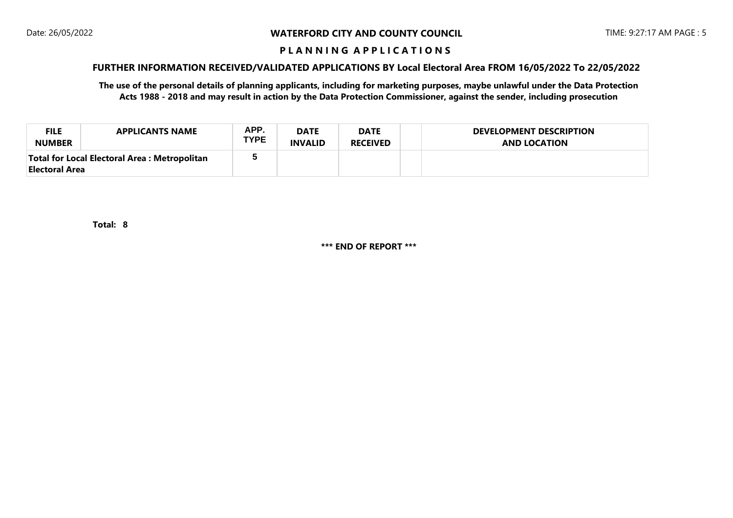## WATERFORD CITY AND COUNTY COUNCIL

### P L A N N I N G  A P P L I C A T I O N S

### FURTHER INFORMATION RECEIVED/VALIDATED APPLICATIONS BY Local Electoral Area FROM 16/05/2022 To 22/05/2022

**The use of the personal details of planning applicants, including for marketing purposes, maybe unlawful under the Data Protection Acts 1988 - 2018 and may result in action by the Data Protection Commissioner, against the sender, including prosecution**

| FILE NUMBER | APPLICANTS NAME | APP. TYPE | DATE INVALID | DATE RECEIVED | | DEVELOPMENT DESCRIPTION AND LOCATION |
|---|---|---|---|---|---|---|
| **Total for Local Electoral Area : Metropolitan Electoral Area** | | 5 | | | | |

**Total: 8**

**\*\*\* END OF REPORT \*\*\***